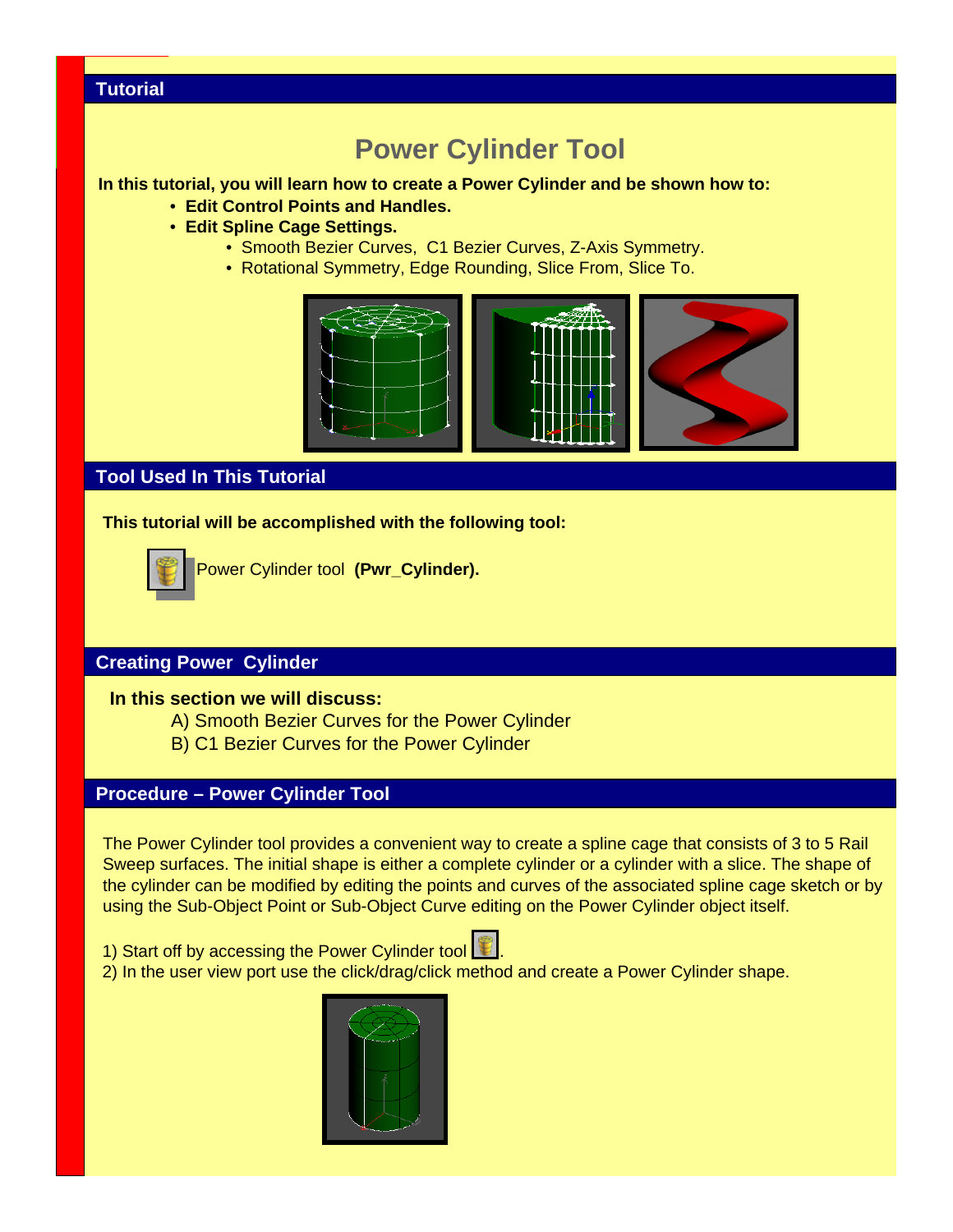## Tutorial

# Power Cylinder Tool

**In this tutorial, you will learn how to create a Power Cylinder and be shown how to:**

- **Edit Control Points and Handles.**
- **Edit Spline Cage Settings.**
  - Smooth Bezier Curves, C1 Bezier Curves, Z-Axis Symmetry.
  - Rotational Symmetry, Edge Rounding, Slice From, Slice To.

## Tool Used In This Tutorial

**This tutorial will be accomplished with the following tool:**

Power Cylinder tool **(Pwr_Cylinder).**

## Creating Power Cylinder

**In this section we will discuss:**

A) Smooth Bezier Curves for the Power Cylinder
B) C1 Bezier Curves for the Power Cylinder

## Procedure – Power Cylinder Tool

The Power Cylinder tool provides a convenient way to create a spline cage that consists of 3 to 5 Rail Sweep surfaces. The initial shape is either a complete cylinder or a cylinder with a slice. The shape of the cylinder can be modified by editing the points and curves of the associated spline cage sketch or by using the Sub-Object Point or Sub-Object Curve editing on the Power Cylinder object itself.

1) Start off by accessing the Power Cylinder tool .
2) In the user view port use the click/drag/click method and create a Power Cylinder shape.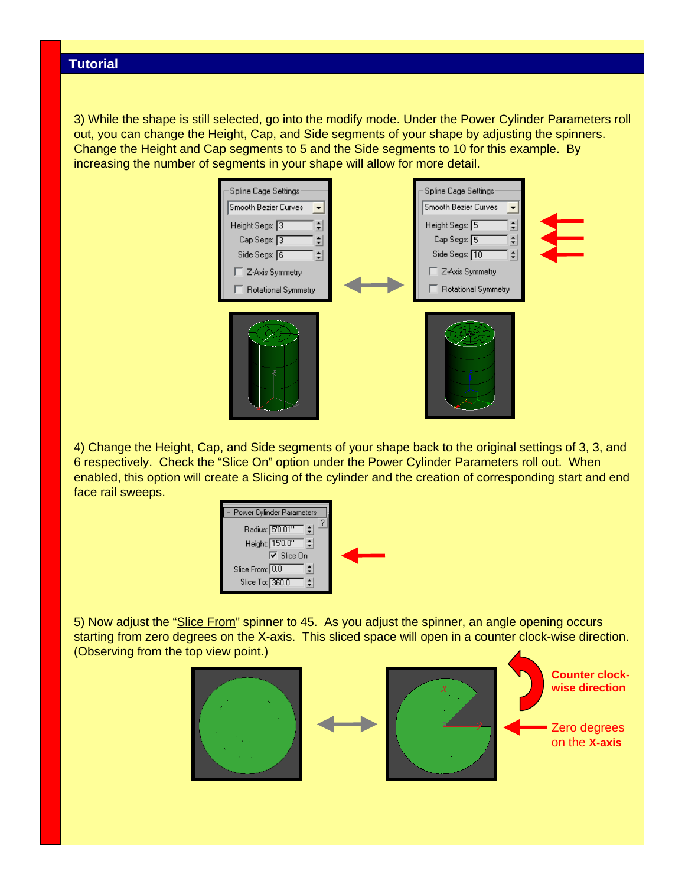## Tutorial

3) While the shape is still selected, go into the modify mode. Under the Power Cylinder Parameters roll out, you can change the Height, Cap, and Side segments of your shape by adjusting the spinners. Change the Height and Cap segments to 5 and the Side segments to 10 for this example. By increasing the number of segments in your shape will allow for more detail.

4) Change the Height, Cap, and Side segments of your shape back to the original settings of 3, 3, and 6 respectively. Check the "Slice On" option under the Power Cylinder Parameters roll out. When enabled, this option will create a Slicing of the cylinder and the creation of corresponding start and end face rail sweeps.

5) Now adjust the "Slice From" spinner to 45. As you adjust the spinner, an angle opening occurs starting from zero degrees on the X-axis. This sliced space will open in a counter clock-wise direction. (Observing from the top view point.)

**Counter clock-wise direction**

Zero degrees on the **X-axis**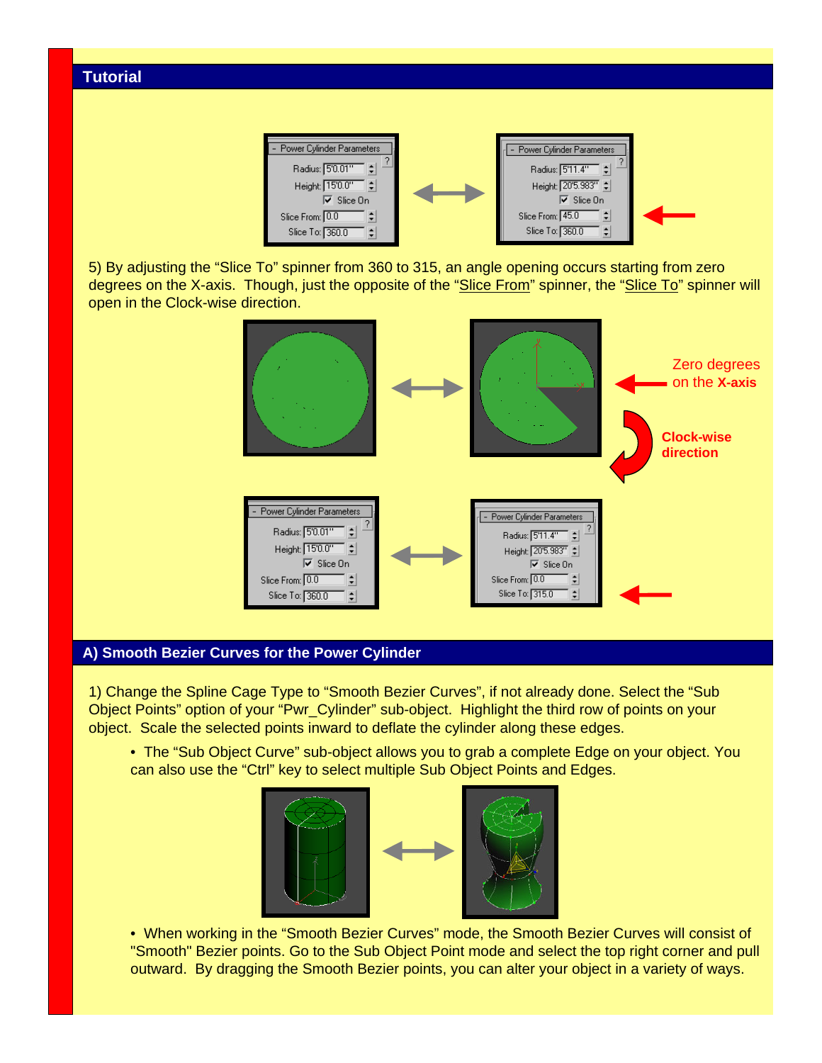## Tutorial

5) By adjusting the “Slice To” spinner from 360 to 315, an angle opening occurs starting from zero degrees on the X-axis. Though, just the opposite of the “Slice From” spinner, the “Slice To” spinner will open in the Clock-wise direction.

Zero degrees on the **X-axis**

**Clock-wise direction**

## A) Smooth Bezier Curves for the Power Cylinder

1) Change the Spline Cage Type to “Smooth Bezier Curves”, if not already done. Select the “Sub Object Points” option of your “Pwr_Cylinder” sub-object. Highlight the third row of points on your object. Scale the selected points inward to deflate the cylinder along these edges.

- The “Sub Object Curve” sub-object allows you to grab a complete Edge on your object. You can also use the “Ctrl” key to select multiple Sub Object Points and Edges.

- When working in the “Smooth Bezier Curves” mode, the Smooth Bezier Curves will consist of "Smooth" Bezier points. Go to the Sub Object Point mode and select the top right corner and pull outward. By dragging the Smooth Bezier points, you can alter your object in a variety of ways.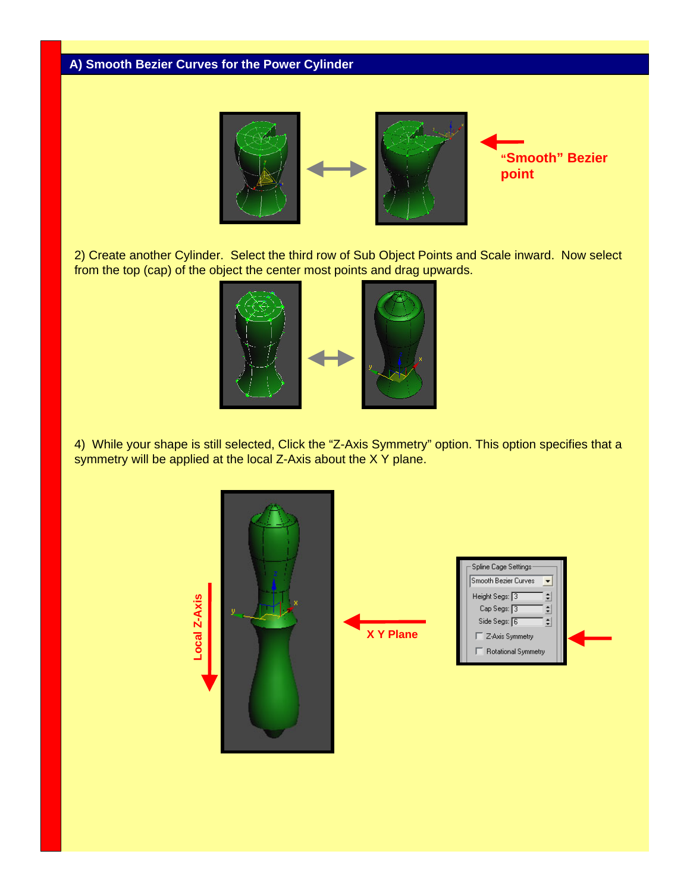## A) Smooth Bezier Curves for the Power Cylinder

"Smooth" Bezier point

2) Create another Cylinder.  Select the third row of Sub Object Points and Scale inward.  Now select from the top (cap) of the object the center most points and drag upwards.

4)  While your shape is still selected, Click the "Z-Axis Symmetry" option. This option specifies that a symmetry will be applied at the local Z-Axis about the X Y plane.

Local Z-Axis

X Y Plane

Spline Cage Settings
Smooth Bezier Curves
Height Segs: 3
Cap Segs: 3
Side Segs: 6
Z-Axis Symmetry
Rotational Symmetry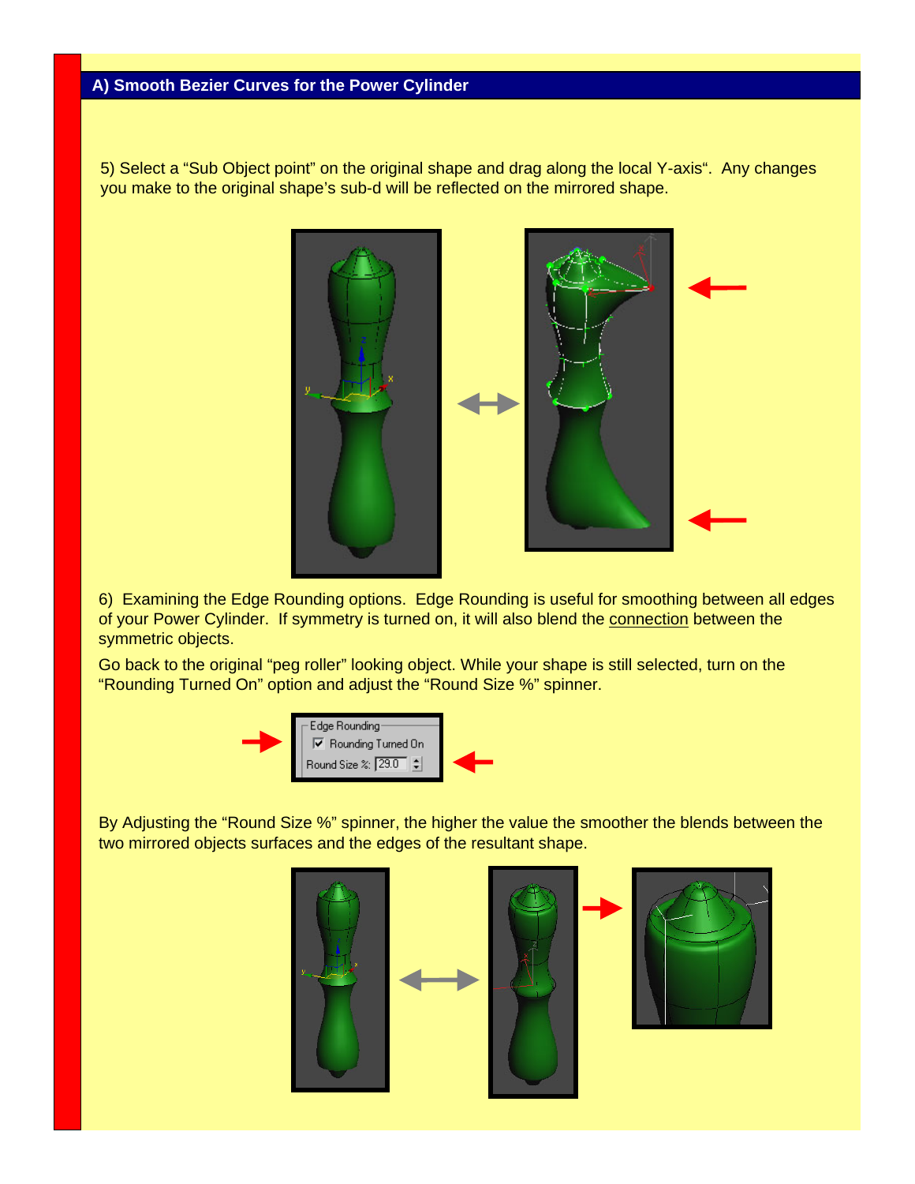## A) Smooth Bezier Curves for the Power Cylinder

5) Select a "Sub Object point" on the original shape and drag along the local Y-axis". Any changes you make to the original shape's sub-d will be reflected on the mirrored shape.

6) Examining the Edge Rounding options. Edge Rounding is useful for smoothing between all edges of your Power Cylinder. If symmetry is turned on, it will also blend the connection between the symmetric objects.

Go back to the original "peg roller" looking object. While your shape is still selected, turn on the "Rounding Turned On" option and adjust the "Round Size %" spinner.

By Adjusting the "Round Size %" spinner, the higher the value the smoother the blends between the two mirrored objects surfaces and the edges of the resultant shape.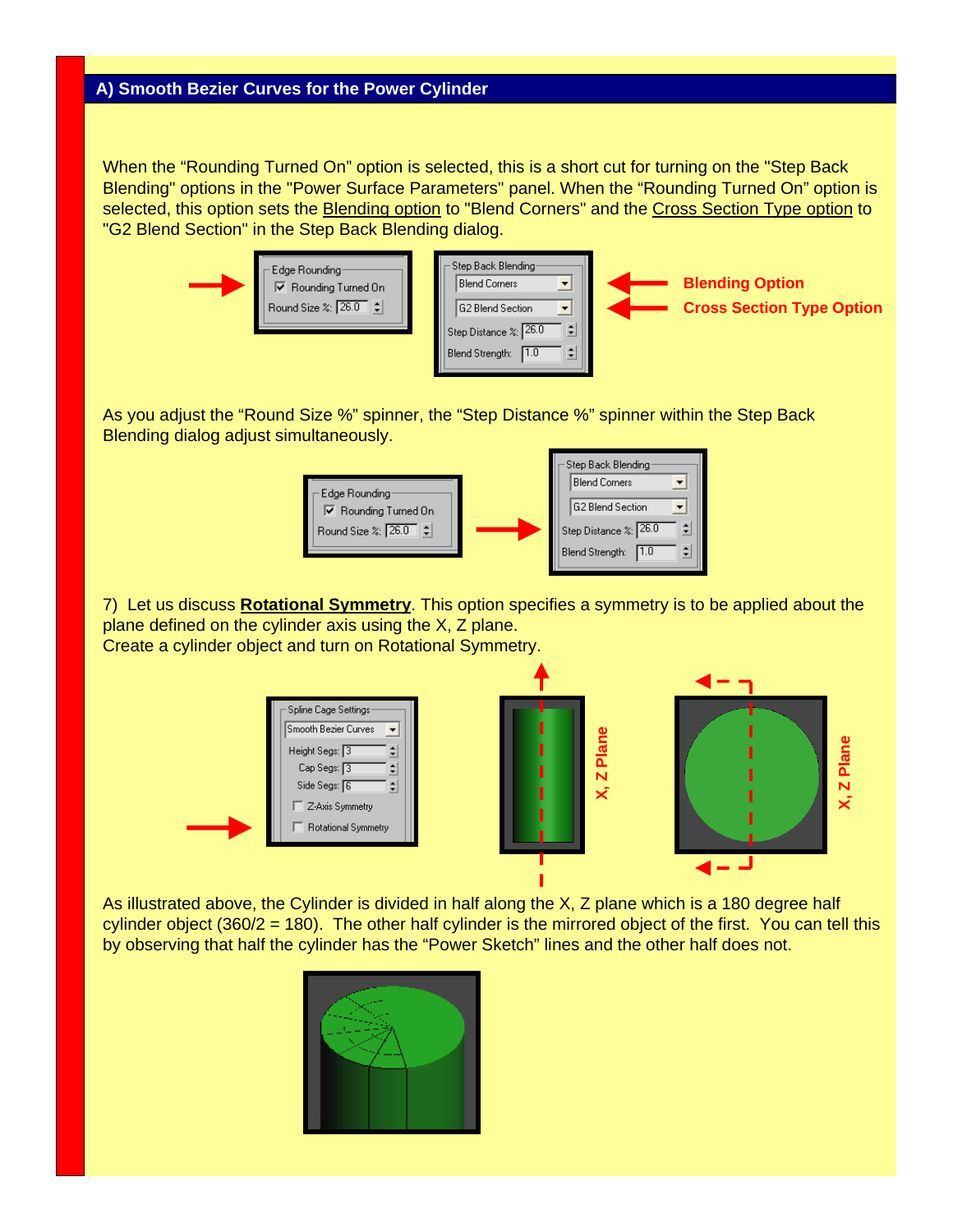## A) Smooth Bezier Curves for the Power Cylinder

When the “Rounding Turned On” option is selected, this is a short cut for turning on the "Step Back Blending" options in the "Power Surface Parameters" panel. When the “Rounding Turned On” option is selected, this option sets the Blending option to "Blend Corners" and the Cross Section Type option to "G2 Blend Section" in the Step Back Blending dialog.

As you adjust the “Round Size %” spinner, the “Step Distance %” spinner within the Step Back Blending dialog adjust simultaneously.

7) Let us discuss **Rotational Symmetry**. This option specifies a symmetry is to be applied about the plane defined on the cylinder axis using the X, Z plane.
Create a cylinder object and turn on Rotational Symmetry.

As illustrated above, the Cylinder is divided in half along the X, Z plane which is a 180 degree half cylinder object (360/2 = 180). The other half cylinder is the mirrored object of the first. You can tell this by observing that half the cylinder has the “Power Sketch” lines and the other half does not.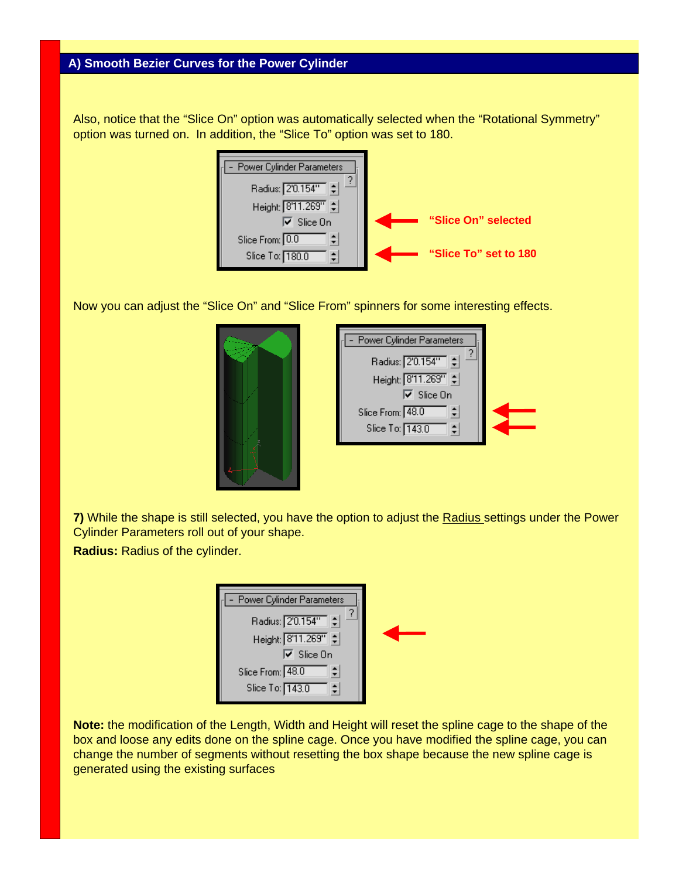## A) Smooth Bezier Curves for the Power Cylinder

Also, notice that the “Slice On” option was automatically selected when the “Rotational Symmetry” option was turned on. In addition, the “Slice To” option was set to 180.

**“Slice On” selected**

**“Slice To” set to 180**

Now you can adjust the “Slice On” and “Slice From” spinners for some interesting effects.

**7)** While the shape is still selected, you have the option to adjust the Radius settings under the Power Cylinder Parameters roll out of your shape.

**Radius:** Radius of the cylinder.

**Note:** the modification of the Length, Width and Height will reset the spline cage to the shape of the box and loose any edits done on the spline cage. Once you have modified the spline cage, you can change the number of segments without resetting the box shape because the new spline cage is generated using the existing surfaces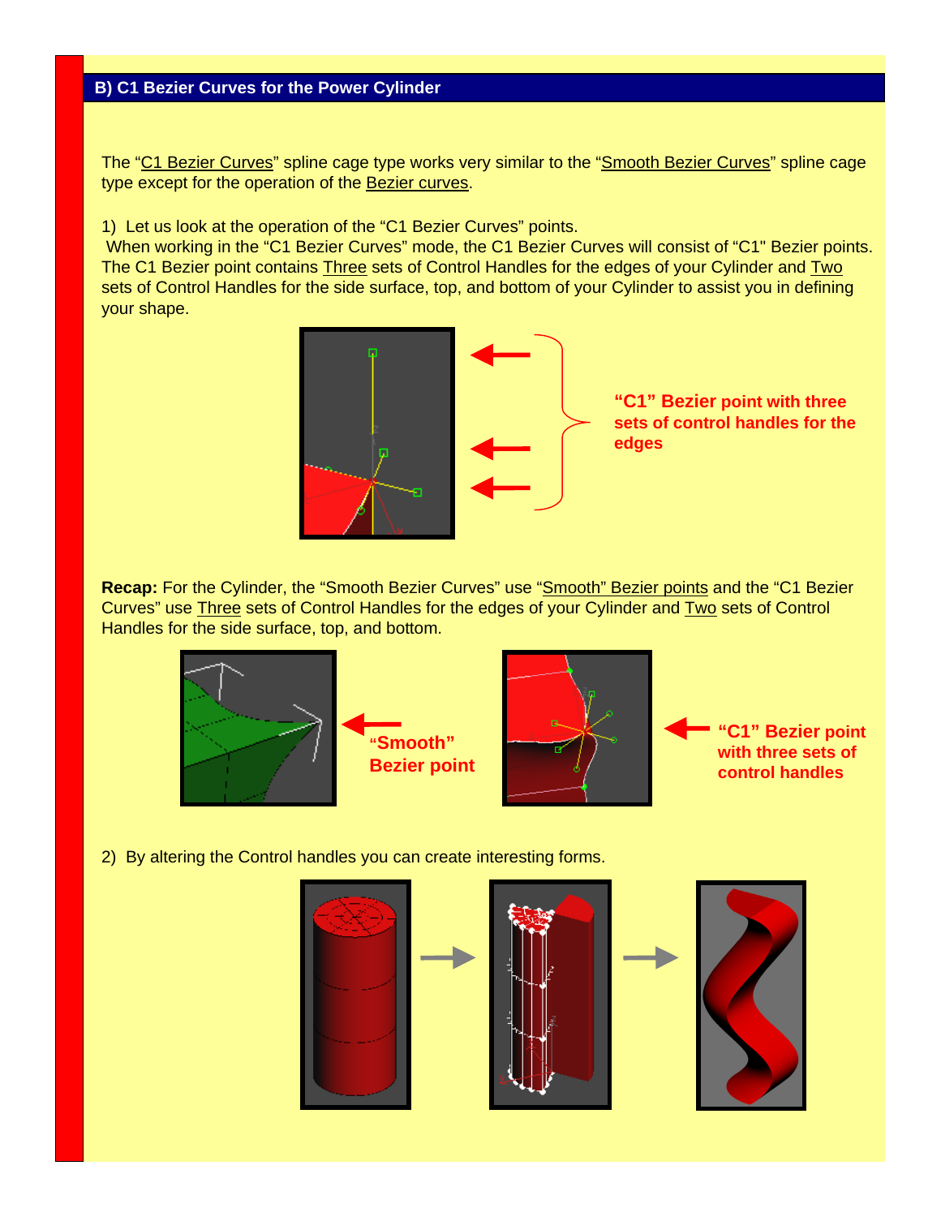## B) C1 Bezier Curves for the Power Cylinder

The "C1 Bezier Curves" spline cage type works very similar to the "Smooth Bezier Curves" spline cage type except for the operation of the Bezier curves.

1) Let us look at the operation of the "C1 Bezier Curves" points.
When working in the "C1 Bezier Curves" mode, the C1 Bezier Curves will consist of "C1" Bezier points. The C1 Bezier point contains Three sets of Control Handles for the edges of your Cylinder and Two sets of Control Handles for the side surface, top, and bottom of your Cylinder to assist you in defining your shape.

**"C1" Bezier point with three sets of control handles for the edges**

**Recap:** For the Cylinder, the "Smooth Bezier Curves" use "Smooth" Bezier points and the "C1 Bezier Curves" use Three sets of Control Handles for the edges of your Cylinder and Two sets of Control Handles for the side surface, top, and bottom.

**"Smooth" Bezier point**

**"C1" Bezier point with three sets of control handles**

2) By altering the Control handles you can create interesting forms.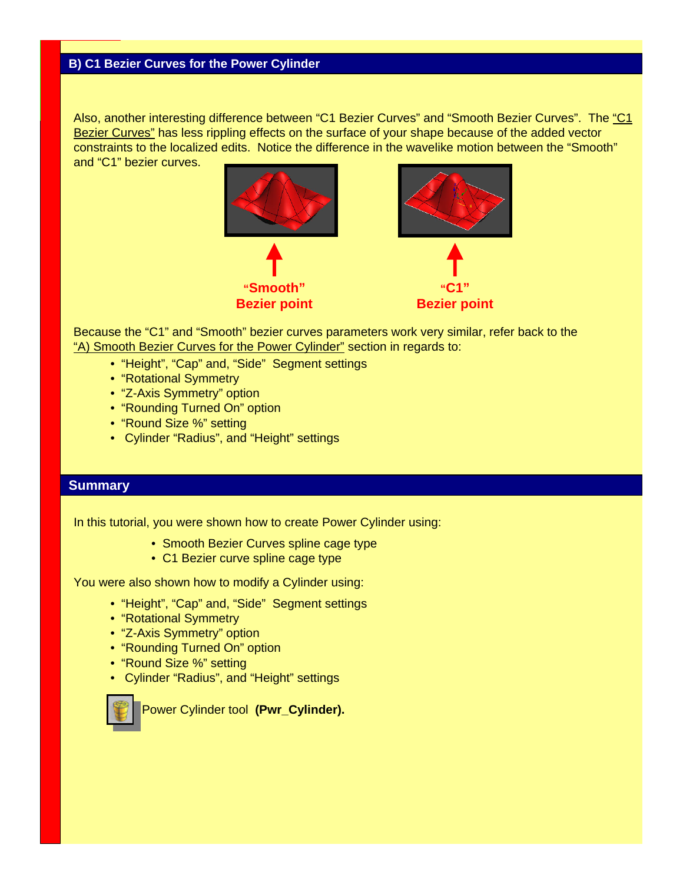## B) C1 Bezier Curves for the Power Cylinder

Also, another interesting difference between “C1 Bezier Curves” and “Smooth Bezier Curves”. The “C1 Bezier Curves” has less rippling effects on the surface of your shape because of the added vector constraints to the localized edits. Notice the difference in the wavelike motion between the “Smooth” and “C1” bezier curves.

**“Smooth” Bezier point**

**“C1” Bezier point**

Because the “C1” and “Smooth” bezier curves parameters work very similar, refer back to the “A) Smooth Bezier Curves for the Power Cylinder” section in regards to:

- “Height”, “Cap” and, “Side” Segment settings
- “Rotational Symmetry
- “Z-Axis Symmetry” option
- “Rounding Turned On” option
- “Round Size %” setting
- Cylinder “Radius”, and “Height” settings

## Summary

In this tutorial, you were shown how to create Power Cylinder using:

- Smooth Bezier Curves spline cage type
- C1 Bezier curve spline cage type

You were also shown how to modify a Cylinder using:

- “Height”, “Cap” and, “Side” Segment settings
- “Rotational Symmetry
- “Z-Axis Symmetry” option
- “Rounding Turned On” option
- “Round Size %” setting
- Cylinder “Radius”, and “Height” settings

Power Cylinder tool **(Pwr_Cylinder).**